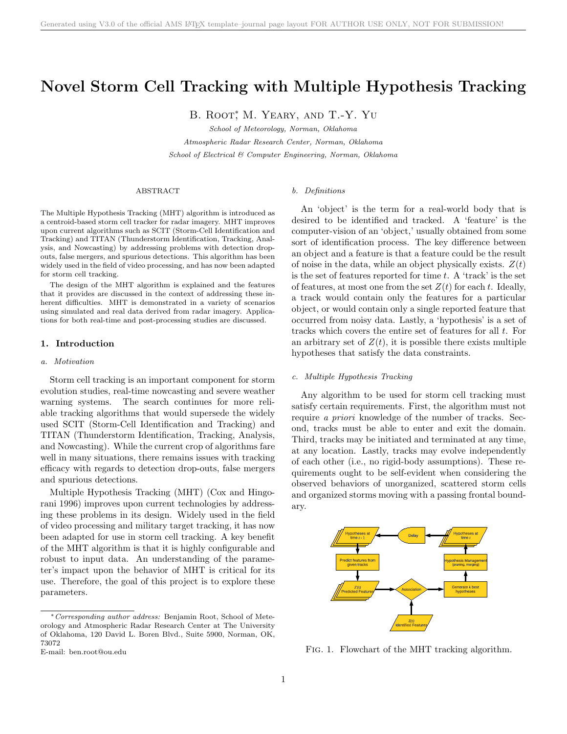# Novel Storm Cell Tracking with Multiple Hypothesis Tracking

B. Root[*], M. Yeary, and T.-Y. Yu

*School of Meteorology, Norman, Oklahoma*

*Atmospheric Radar Research Center, Norman, Oklahoma*

*School of Electrical & Computer Engineering, Norman, Oklahoma*

## ABSTRACT

The Multiple Hypothesis Tracking (MHT) algorithm is introduced as a centroid-based storm cell tracker for radar imagery. MHT improves upon current algorithms such as SCIT (Storm-Cell Identification and Tracking) and TITAN (Thunderstorm Identification, Tracking, Analysis, and Nowcasting) by addressing problems with detection drop-outs, false mergers, and spurious detections. This algorithm has been widely used in the field of video processing, and has now been adapted for storm cell tracking.

The design of the MHT algorithm is explained and the features that it provides are discussed in the context of addressing these inherent difficulties. MHT is demonstrated in a variety of scenarios using simulated and real data derived from radar imagery. Applications for both real-time and post-processing studies are discussed.

## 1. Introduction

### *a. Motivation*

Storm cell tracking is an important component for storm evolution studies, real-time nowcasting and severe weather warning systems. The search continues for more reliable tracking algorithms that would supersede the widely used SCIT (Storm-Cell Identification and Tracking) and TITAN (Thunderstorm Identification, Tracking, Analysis, and Nowcasting). While the current crop of algorithms fare well in many situations, there remains issues with tracking efficacy with regards to detection drop-outs, false mergers and spurious detections.

Multiple Hypothesis Tracking (MHT) (Cox and Hingorani 1996) improves upon current technologies by addressing these problems in its design. Widely used in the field of video processing and military target tracking, it has now been adapted for use in storm cell tracking. A key benefit of the MHT algorithm is that it is highly configurable and robust to input data. An understanding of the parameter's impact upon the behavior of MHT is critical for its use. Therefore, the goal of this project is to explore these parameters.

### *b. Definitions*

An 'object' is the term for a real-world body that is desired to be identified and tracked. A 'feature' is the computer-vision of an 'object,' usually obtained from some sort of identification process. The key difference between an object and a feature is that a feature could be the result of noise in the data, while an object physically exists. $Z(t)$ is the set of features reported for time $t$. A 'track' is the set of features, at most one from the set $Z(t)$ for each $t$. Ideally, a track would contain only the features for a particular object, or would contain only a single reported feature that occurred from noisy data. Lastly, a 'hypothesis' is a set of tracks which covers the entire set of features for all $t$. For an arbitrary set of $Z(t)$, it is possible there exists multiple hypotheses that satisfy the data constraints.

### *c. Multiple Hypothesis Tracking*

Any algorithm to be used for storm cell tracking must satisfy certain requirements. First, the algorithm must not require *a priori* knowledge of the number of tracks. Second, tracks must be able to enter and exit the domain. Third, tracks may be initiated and terminated at any time, at any location. Lastly, tracks may evolve independently of each other (i.e., no rigid-body assumptions). These requirements ought to be self-evident when considering the observed behaviors of unorganized, scattered storm cells and organized storms moving with a passing frontal boundary.

Hypotheses at time $t-1$ → Predict features from given tracks → $Z'(t)$ Predicted Features → Association ← $Z(t)$ Identified Features; Association → Generate $k$ best hypotheses → Hypothesis Management (pruning, merging) → Hypotheses at time $t$ → Delay → Hypotheses at time $t-1$

Fig. 1. Flowchart of the MHT tracking algorithm.

---

[*] *Corresponding author address:* Benjamin Root, School of Meteorology and Atmospheric Radar Research Center at The University of Oklahoma, 120 David L. Boren Blvd., Suite 5900, Norman, OK, 73072
E-mail: ben.root@ou.edu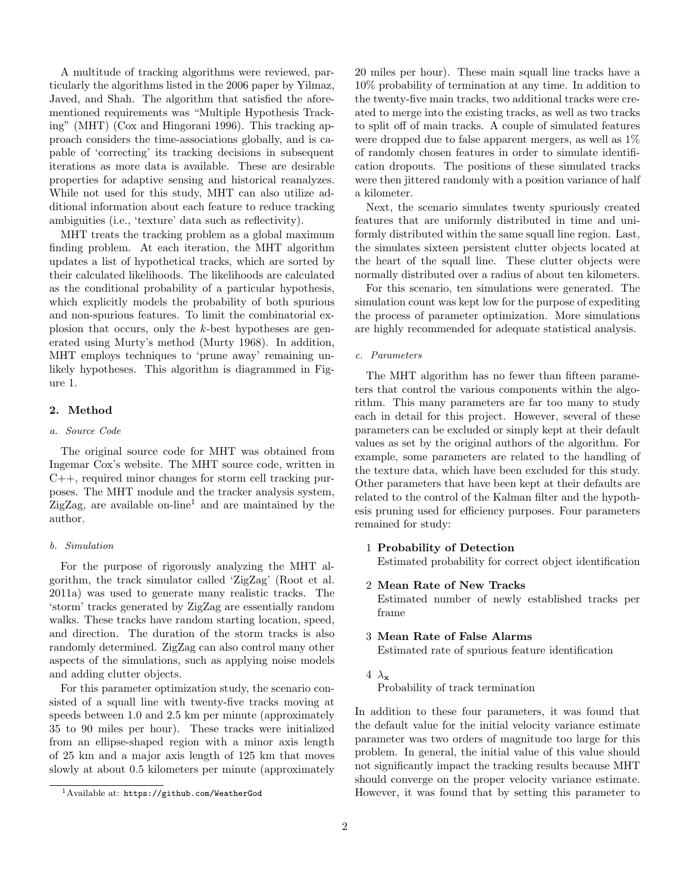A multitude of tracking algorithms were reviewed, particularly the algorithms listed in the 2006 paper by Yilmaz, Javed, and Shah. The algorithm that satisfied the aforementioned requirements was "Multiple Hypothesis Tracking" (MHT) (Cox and Hingorani 1996). This tracking approach considers the time-associations globally, and is capable of 'correcting' its tracking decisions in subsequent iterations as more data is available. These are desirable properties for adaptive sensing and historical reanalyzes. While not used for this study, MHT can also utilize additional information about each feature to reduce tracking ambiguities (i.e., 'texture' data such as reflectivity).

MHT treats the tracking problem as a global maximum finding problem. At each iteration, the MHT algorithm updates a list of hypothetical tracks, which are sorted by their calculated likelihoods. The likelihoods are calculated as the conditional probability of a particular hypothesis, which explicitly models the probability of both spurious and non-spurious features. To limit the combinatorial explosion that occurs, only the $k$-best hypotheses are generated using Murty's method (Murty 1968). In addition, MHT employs techniques to 'prune away' remaining unlikely hypotheses. This algorithm is diagrammed in Figure 1.

## 2. Method

### *a. Source Code*

The original source code for MHT was obtained from Ingemar Cox's website. The MHT source code, written in C++, required minor changes for storm cell tracking purposes. The MHT module and the tracker analysis system, ZigZag, are available on-line[1] and are maintained by the author.

### *b. Simulation*

For the purpose of rigorously analyzing the MHT algorithm, the track simulator called 'ZigZag' (Root et al. 2011a) was used to generate many realistic tracks. The 'storm' tracks generated by ZigZag are essentially random walks. These tracks have random starting location, speed, and direction. The duration of the storm tracks is also randomly determined. ZigZag can also control many other aspects of the simulations, such as applying noise models and adding clutter objects.

For this parameter optimization study, the scenario consisted of a squall line with twenty-five tracks moving at speeds between 1.0 and 2.5 km per minute (approximately 35 to 90 miles per hour). These tracks were initialized from an ellipse-shaped region with a minor axis length of 25 km and a major axis length of 125 km that moves slowly at about 0.5 kilometers per minute (approximately 20 miles per hour). These main squall line tracks have a 10% probability of termination at any time. In addition to the twenty-five main tracks, two additional tracks were created to merge into the existing tracks, as well as two tracks to split off of main tracks. A couple of simulated features were dropped due to false apparent mergers, as well as 1% of randomly chosen features in order to simulate identification dropouts. The positions of these simulated tracks were then jittered randomly with a position variance of half a kilometer.

Next, the scenario simulates twenty spuriously created features that are uniformly distributed in time and uniformly distributed within the same squall line region. Last, the simulates sixteen persistent clutter objects located at the heart of the squall line. These clutter objects were normally distributed over a radius of about ten kilometers.

For this scenario, ten simulations were generated. The simulation count was kept low for the purpose of expediting the process of parameter optimization. More simulations are highly recommended for adequate statistical analysis.

### *c. Parameters*

The MHT algorithm has no fewer than fifteen parameters that control the various components within the algorithm. This many parameters are far too many to study each in detail for this project. However, several of these parameters can be excluded or simply kept at their default values as set by the original authors of the algorithm. For example, some parameters are related to the handling of the texture data, which have been excluded for this study. Other parameters that have been kept at their defaults are related to the control of the Kalman filter and the hypothesis pruning used for efficiency purposes. Four parameters remained for study:

1. **Probability of Detection**
   Estimated probability for correct object identification
2. **Mean Rate of New Tracks**
   Estimated number of newly established tracks per frame
3. **Mean Rate of False Alarms**
   Estimated rate of spurious feature identification
4. $\lambda_{\mathbf{x}}$
   Probability of track termination

In addition to these four parameters, it was found that the default value for the initial velocity variance estimate parameter was two orders of magnitude too large for this problem. In general, the initial value of this value should not significantly impact the tracking results because MHT should converge on the proper velocity variance estimate. However, it was found that by setting this parameter to

[1] Available at: https://github.com/WeatherGod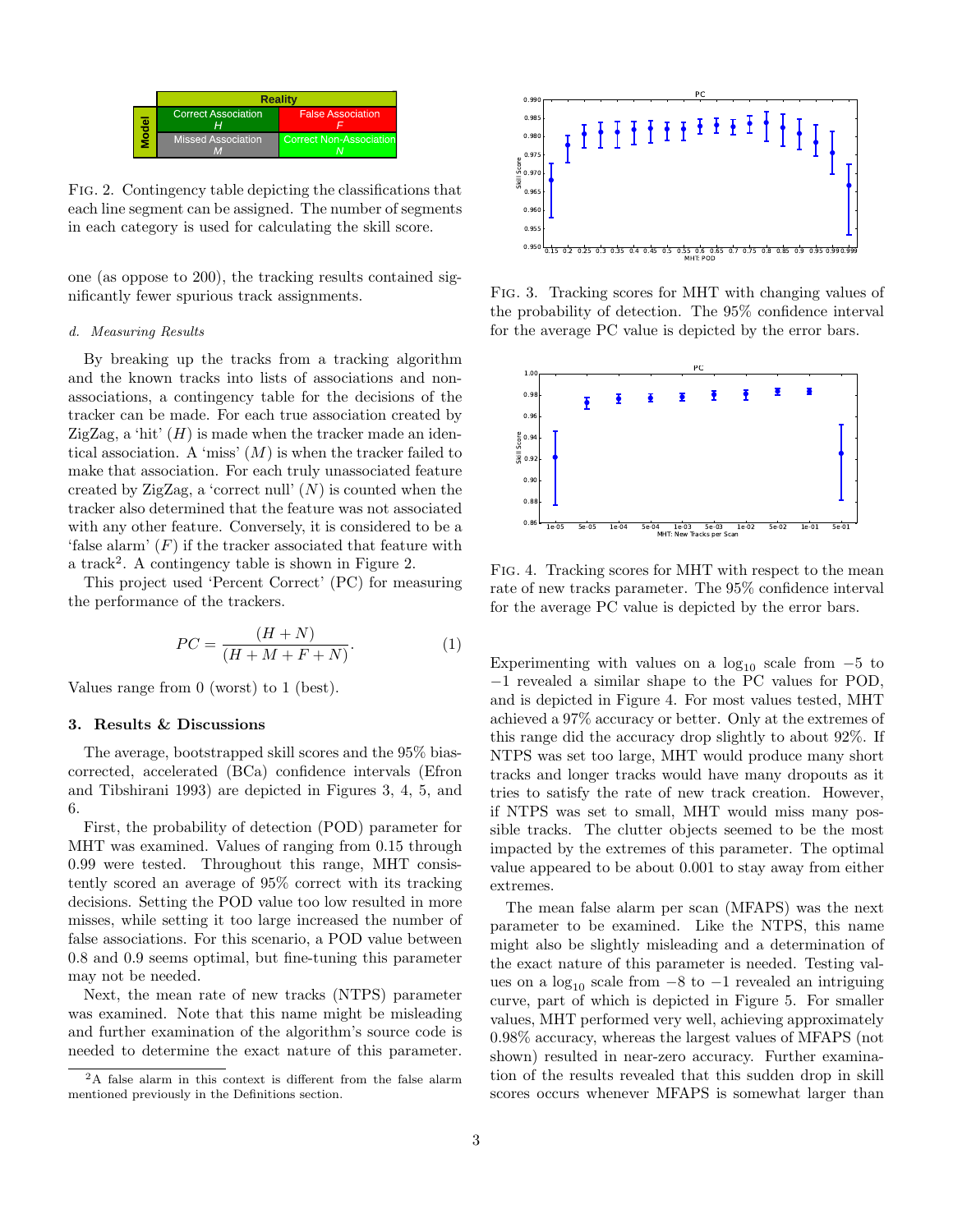| | | Reality | |
|---|---|---|---|
| | | Correct Association | False Association |
| Model | | $H$ | $F$ |
| | | Missed Association | Correct Non-Association |
| | | $M$ | $N$ |

FIG. 2. Contingency table depicting the classifications that each line segment can be assigned. The number of segments in each category is used for calculating the skill score.

one (as oppose to 200), the tracking results contained significantly fewer spurious track assignments.

#### d. *Measuring Results*

By breaking up the tracks from a tracking algorithm and the known tracks into lists of associations and non-associations, a contingency table for the decisions of the tracker can be made. For each true association created by ZigZag, a 'hit' ($H$) is made when the tracker made an identical association. A 'miss' ($M$) is when the tracker failed to make that association. For each truly unassociated feature created by ZigZag, a 'correct null' ($N$) is counted when the tracker also determined that the feature was not associated with any other feature. Conversely, it is considered to be a 'false alarm' ($F$) if the tracker associated that feature with a track[2]. A contingency table is shown in Figure 2.

This project used 'Percent Correct' (PC) for measuring the performance of the trackers.

$$PC = \frac{(H + N)}{(H + M + F + N)}. \tag{1}$$

Values range from 0 (worst) to 1 (best).

## 3. Results & Discussions

The average, bootstrapped skill scores and the 95% bias-corrected, accelerated (BCa) confidence intervals (Efron and Tibshirani 1993) are depicted in Figures 3, 4, 5, and 6.

First, the probability of detection (POD) parameter for MHT was examined. Values of ranging from 0.15 through 0.99 were tested. Throughout this range, MHT consistently scored an average of 95% correct with its tracking decisions. Setting the POD value too low resulted in more misses, while setting it too large increased the number of false associations. For this scenario, a POD value between 0.8 and 0.9 seems optimal, but fine-tuning this parameter may not be needed.

Next, the mean rate of new tracks (NTPS) parameter was examined. Note that this name might be misleading and further examination of the algorithm's source code is needed to determine the exact nature of this parameter.

[2]A false alarm in this context is different from the false alarm mentioned previously in the Definitions section.

FIG. 3. Tracking scores for MHT with changing values of the probability of detection. The 95% confidence interval for the average PC value is depicted by the error bars.

FIG. 4. Tracking scores for MHT with respect to the mean rate of new tracks parameter. The 95% confidence interval for the average PC value is depicted by the error bars.

Experimenting with values on a $\log_{10}$ scale from $-5$ to $-1$ revealed a similar shape to the PC values for POD, and is depicted in Figure 4. For most values tested, MHT achieved a 97% accuracy or better. Only at the extremes of this range did the accuracy drop slightly to about 92%. If NTPS was set too large, MHT would produce many short tracks and longer tracks would have many dropouts as it tries to satisfy the rate of new track creation. However, if NTPS was set to small, MHT would miss many possible tracks. The clutter objects seemed to be the most impacted by the extremes of this parameter. The optimal value appeared to be about 0.001 to stay away from either extremes.

The mean false alarm per scan (MFAPS) was the next parameter to be examined. Like the NTPS, this name might also be slightly misleading and a determination of the exact nature of this parameter is needed. Testing values on a $\log_{10}$ scale from $-8$ to $-1$ revealed an intriguing curve, part of which is depicted in Figure 5. For smaller values, MHT performed very well, achieving approximately 0.98% accuracy, whereas the largest values of MFAPS (not shown) resulted in near-zero accuracy. Further examination of the results revealed that this sudden drop in skill scores occurs whenever MFAPS is somewhat larger than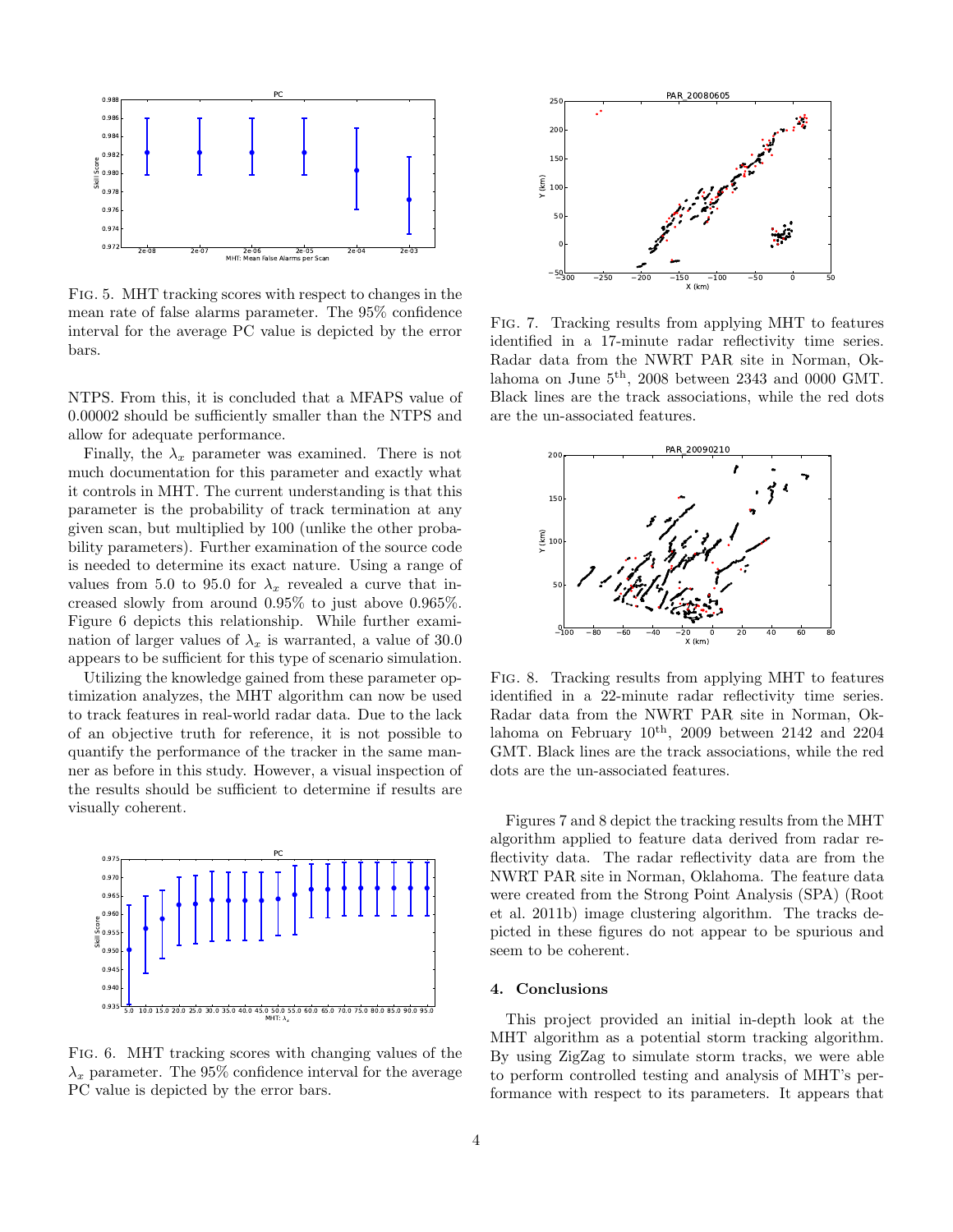FIG. 5. MHT tracking scores with respect to changes in the mean rate of false alarms parameter. The 95% confidence interval for the average PC value is depicted by the error bars.

NTPS. From this, it is concluded that a MFAPS value of 0.00002 should be sufficiently smaller than the NTPS and allow for adequate performance.

Finally, the $\lambda_x$ parameter was examined. There is not much documentation for this parameter and exactly what it controls in MHT. The current understanding is that this parameter is the probability of track termination at any given scan, but multiplied by 100 (unlike the other probability parameters). Further examination of the source code is needed to determine its exact nature. Using a range of values from 5.0 to 95.0 for $\lambda_x$ revealed a curve that increased slowly from around 0.95% to just above 0.965%. Figure 6 depicts this relationship. While further examination of larger values of $\lambda_x$ is warranted, a value of 30.0 appears to be sufficient for this type of scenario simulation.

Utilizing the knowledge gained from these parameter optimization analyzes, the MHT algorithm can now be used to track features in real-world radar data. Due to the lack of an objective truth for reference, it is not possible to quantify the performance of the tracker in the same manner as before in this study. However, a visual inspection of the results should be sufficient to determine if results are visually coherent.

FIG. 6. MHT tracking scores with changing values of the $\lambda_x$ parameter. The 95% confidence interval for the average PC value is depicted by the error bars.

FIG. 7. Tracking results from applying MHT to features identified in a 17-minute radar reflectivity time series. Radar data from the NWRT PAR site in Norman, Oklahoma on June 5$^{\text{th}}$, 2008 between 2343 and 0000 GMT. Black lines are the track associations, while the red dots are the un-associated features.

FIG. 8. Tracking results from applying MHT to features identified in a 22-minute radar reflectivity time series. Radar data from the NWRT PAR site in Norman, Oklahoma on February 10$^{\text{th}}$, 2009 between 2142 and 2204 GMT. Black lines are the track associations, while the red dots are the un-associated features.

Figures 7 and 8 depict the tracking results from the MHT algorithm applied to feature data derived from radar reflectivity data. The radar reflectivity data are from the NWRT PAR site in Norman, Oklahoma. The feature data were created from the Strong Point Analysis (SPA) (Root et al. 2011b) image clustering algorithm. The tracks depicted in these figures do not appear to be spurious and seem to be coherent.

## 4. Conclusions

This project provided an initial in-depth look at the MHT algorithm as a potential storm tracking algorithm. By using ZigZag to simulate storm tracks, we were able to perform controlled testing and analysis of MHT's performance with respect to its parameters. It appears that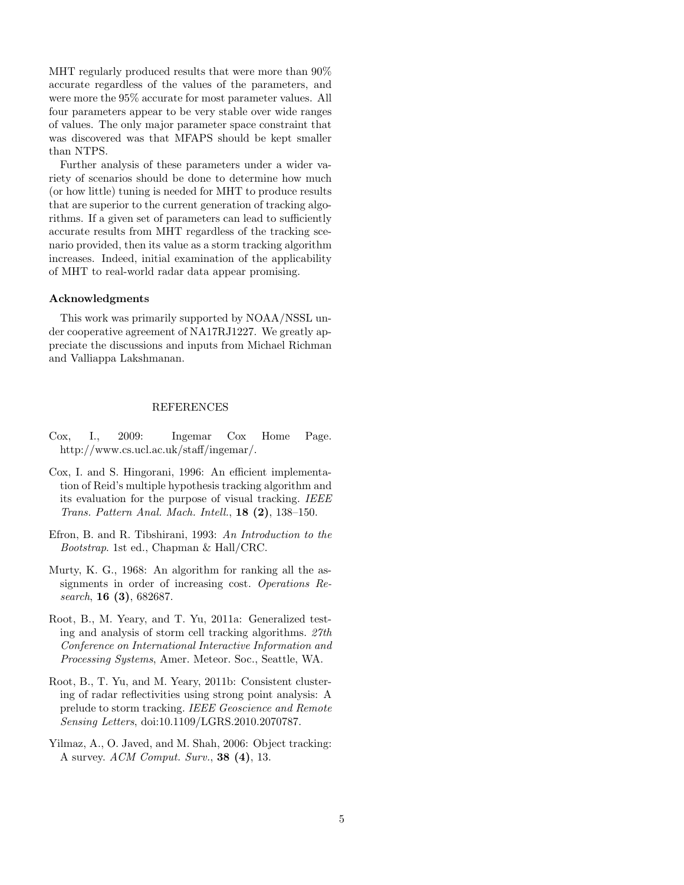MHT regularly produced results that were more than 90% accurate regardless of the values of the parameters, and were more the 95% accurate for most parameter values. All four parameters appear to be very stable over wide ranges of values. The only major parameter space constraint that was discovered was that MFAPS should be kept smaller than NTPS.

Further analysis of these parameters under a wider variety of scenarios should be done to determine how much (or how little) tuning is needed for MHT to produce results that are superior to the current generation of tracking algorithms. If a given set of parameters can lead to sufficiently accurate results from MHT regardless of the tracking scenario provided, then its value as a storm tracking algorithm increases. Indeed, initial examination of the applicability of MHT to real-world radar data appear promising.

### Acknowledgments

This work was primarily supported by NOAA/NSSL under cooperative agreement of NA17RJ1227. We greatly appreciate the discussions and inputs from Michael Richman and Valliappa Lakshmanan.

## REFERENCES

Cox, I., 2009: Ingemar Cox Home Page. http://www.cs.ucl.ac.uk/staff/ingemar/.

Cox, I. and S. Hingorani, 1996: An efficient implementation of Reid's multiple hypothesis tracking algorithm and its evaluation for the purpose of visual tracking. *IEEE Trans. Pattern Anal. Mach. Intell.*, **18 (2)**, 138–150.

Efron, B. and R. Tibshirani, 1993: *An Introduction to the Bootstrap*. 1st ed., Chapman & Hall/CRC.

Murty, K. G., 1968: An algorithm for ranking all the assignments in order of increasing cost. *Operations Research*, **16 (3)**, 682687.

Root, B., M. Yeary, and T. Yu, 2011a: Generalized testing and analysis of storm cell tracking algorithms. *27th Conference on International Interactive Information and Processing Systems*, Amer. Meteor. Soc., Seattle, WA.

Root, B., T. Yu, and M. Yeary, 2011b: Consistent clustering of radar reflectivities using strong point analysis: A prelude to storm tracking. *IEEE Geoscience and Remote Sensing Letters*, doi:10.1109/LGRS.2010.2070787.

Yilmaz, A., O. Javed, and M. Shah, 2006: Object tracking: A survey. *ACM Comput. Surv.*, **38 (4)**, 13.